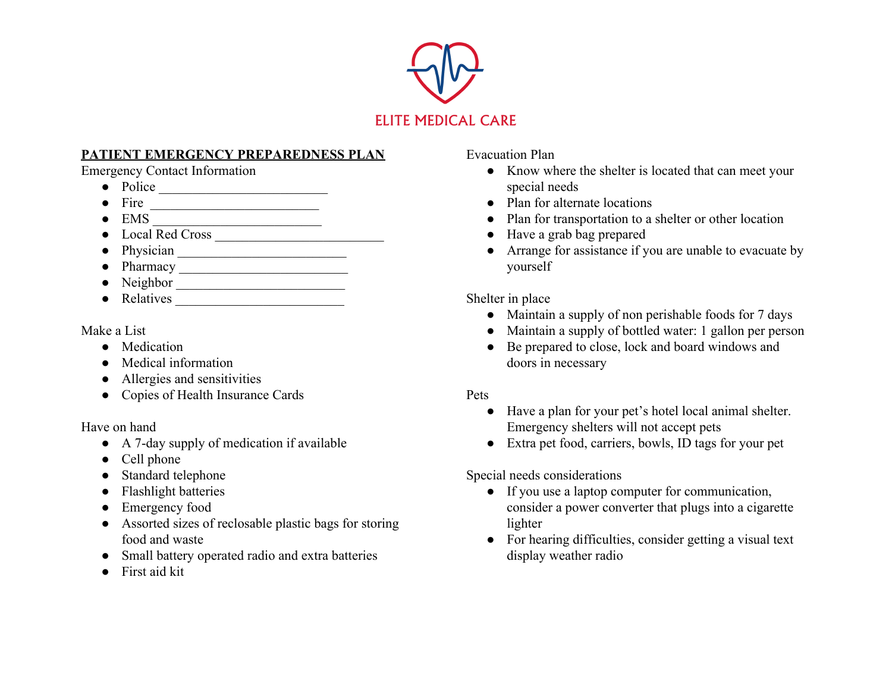ELITE MEDICAL CARE

**PATIENT EMERGENCY PREPAREDNESS PLAN**

Emergency Contact Information

- Police _________________________
- Fire _________________________
- EMS _________________________
- Local Red Cross _________________________
- Physician _________________________
- Pharmacy _________________________
- Neighbor _________________________
- Relatives _________________________

Make a List

- Medication
- Medical information
- Allergies and sensitivities
- Copies of Health Insurance Cards

Have on hand

- A 7-day supply of medication if available
- Cell phone
- Standard telephone
- Flashlight batteries
- Emergency food
- Assorted sizes of reclosable plastic bags for storing food and waste
- Small battery operated radio and extra batteries
- First aid kit

Evacuation Plan

- Know where the shelter is located that can meet your special needs
- Plan for alternate locations
- Plan for transportation to a shelter or other location
- Have a grab bag prepared
- Arrange for assistance if you are unable to evacuate by yourself

Shelter in place

- Maintain a supply of non perishable foods for 7 days
- Maintain a supply of bottled water: 1 gallon per person
- Be prepared to close, lock and board windows and doors in necessary

Pets

- Have a plan for your pet's hotel local animal shelter. Emergency shelters will not accept pets
- Extra pet food, carriers, bowls, ID tags for your pet

Special needs considerations

- If you use a laptop computer for communication, consider a power converter that plugs into a cigarette lighter
- For hearing difficulties, consider getting a visual text display weather radio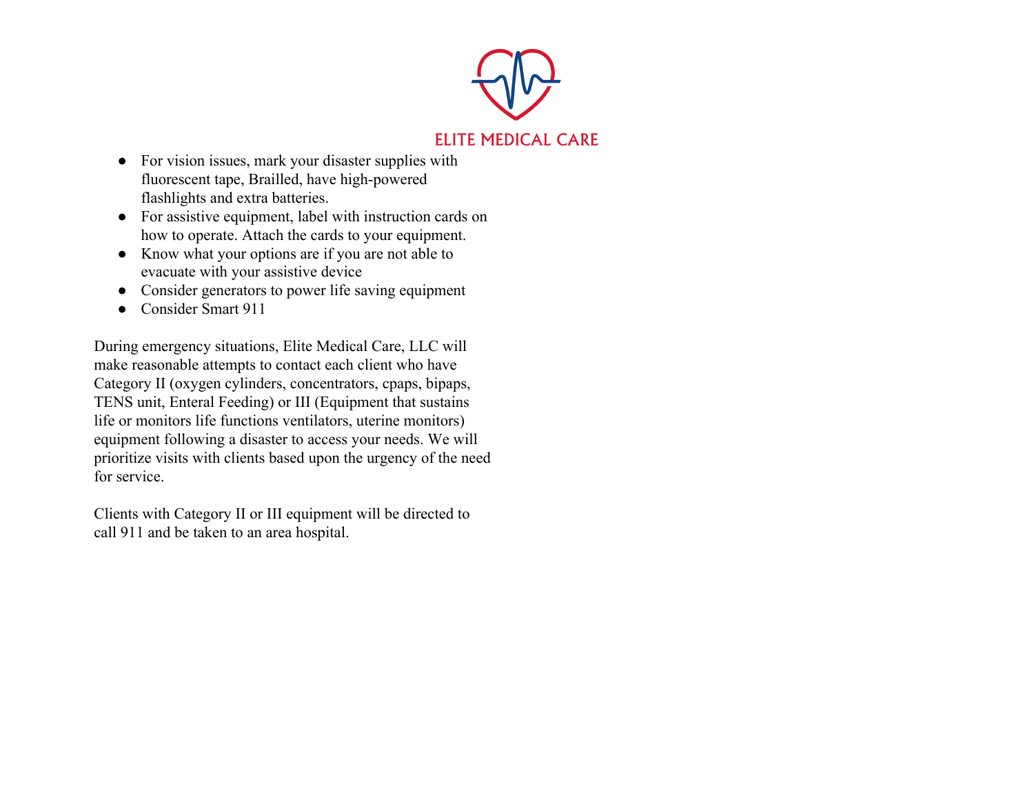ELITE MEDICAL CARE

- For vision issues, mark your disaster supplies with fluorescent tape, Brailled, have high-powered flashlights and extra batteries.
- For assistive equipment, label with instruction cards on how to operate. Attach the cards to your equipment.
- Know what your options are if you are not able to evacuate with your assistive device
- Consider generators to power life saving equipment
- Consider Smart 911

During emergency situations, Elite Medical Care, LLC will make reasonable attempts to contact each client who have Category II (oxygen cylinders, concentrators, cpaps, bipaps, TENS unit, Enteral Feeding) or III (Equipment that sustains life or monitors life functions ventilators, uterine monitors) equipment following a disaster to access your needs. We will prioritize visits with clients based upon the urgency of the need for service.

Clients with Category II or III equipment will be directed to call 911 and be taken to an area hospital.